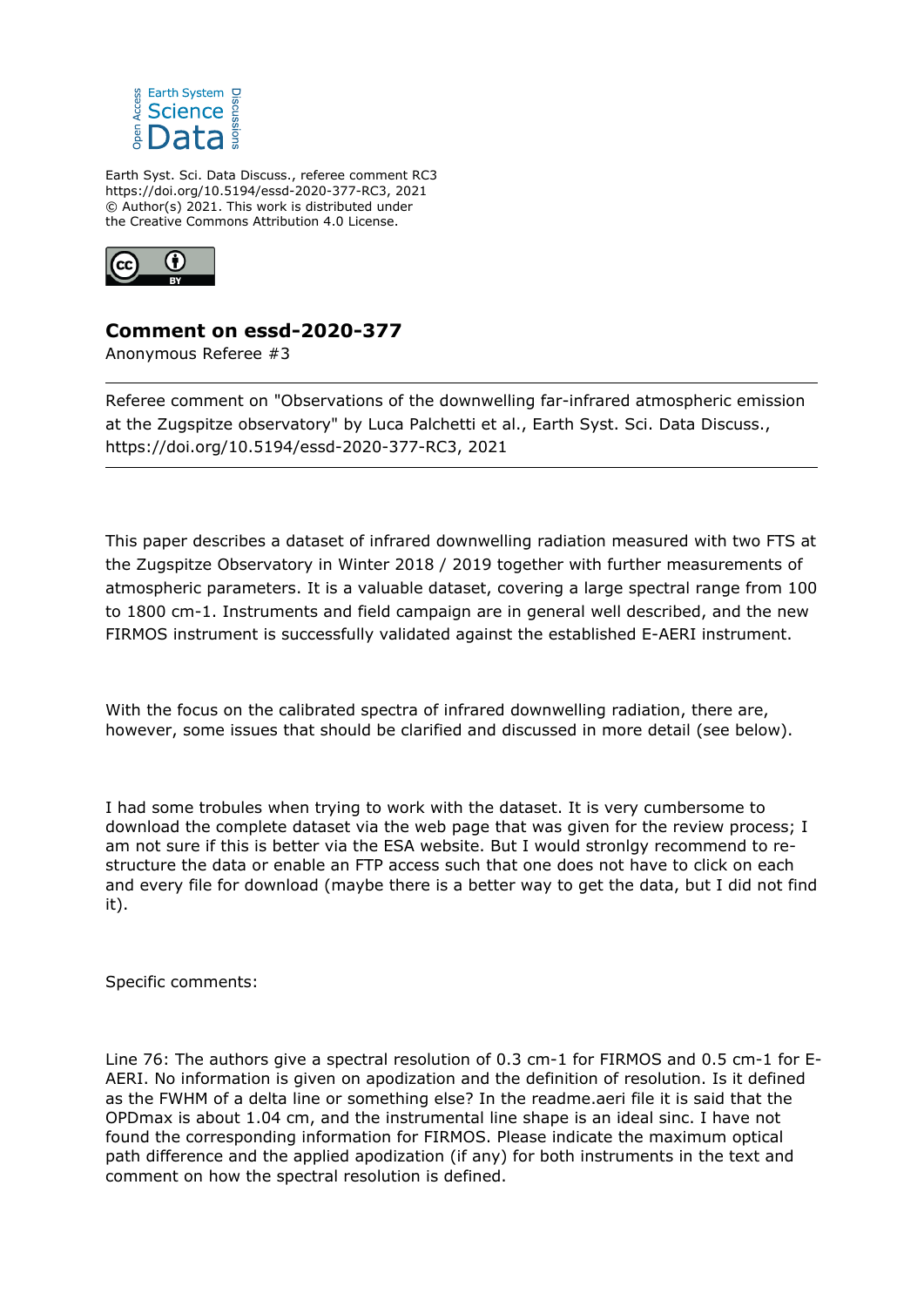Earth Syst. Sci. Data Discuss., referee comment RC3
https://doi.org/10.5194/essd-2020-377-RC3, 2021
© Author(s) 2021. This work is distributed under
the Creative Commons Attribution 4.0 License.

## Comment on essd-2020-377

Anonymous Referee #3

---

Referee comment on "Observations of the downwelling far-infrared atmospheric emission at the Zugspitze observatory" by Luca Palchetti et al., Earth Syst. Sci. Data Discuss., https://doi.org/10.5194/essd-2020-377-RC3, 2021

---

This paper describes a dataset of infrared downwelling radiation measured with two FTS at the Zugspitze Observatory in Winter 2018 / 2019 together with further measurements of atmospheric parameters. It is a valuable dataset, covering a large spectral range from 100 to 1800 cm-1. Instruments and field campaign are in general well described, and the new FIRMOS instrument is successfully validated against the established E-AERI instrument.

With the focus on the calibrated spectra of infrared downwelling radiation, there are, however, some issues that should be clarified and discussed in more detail (see below).

I had some trobules when trying to work with the dataset. It is very cumbersome to download the complete dataset via the web page that was given for the review process; I am not sure if this is better via the ESA website. But I would stronlgy recommend to re-structure the data or enable an FTP access such that one does not have to click on each and every file for download (maybe there is a better way to get the data, but I did not find it).

Specific comments:

Line 76: The authors give a spectral resolution of 0.3 cm-1 for FIRMOS and 0.5 cm-1 for E-AERI. No information is given on apodization and the definition of resolution. Is it defined as the FWHM of a delta line or something else? In the readme.aeri file it is said that the OPDmax is about 1.04 cm, and the instrumental line shape is an ideal sinc. I have not found the corresponding information for FIRMOS. Please indicate the maximum optical path difference and the applied apodization (if any) for both instruments in the text and comment on how the spectral resolution is defined.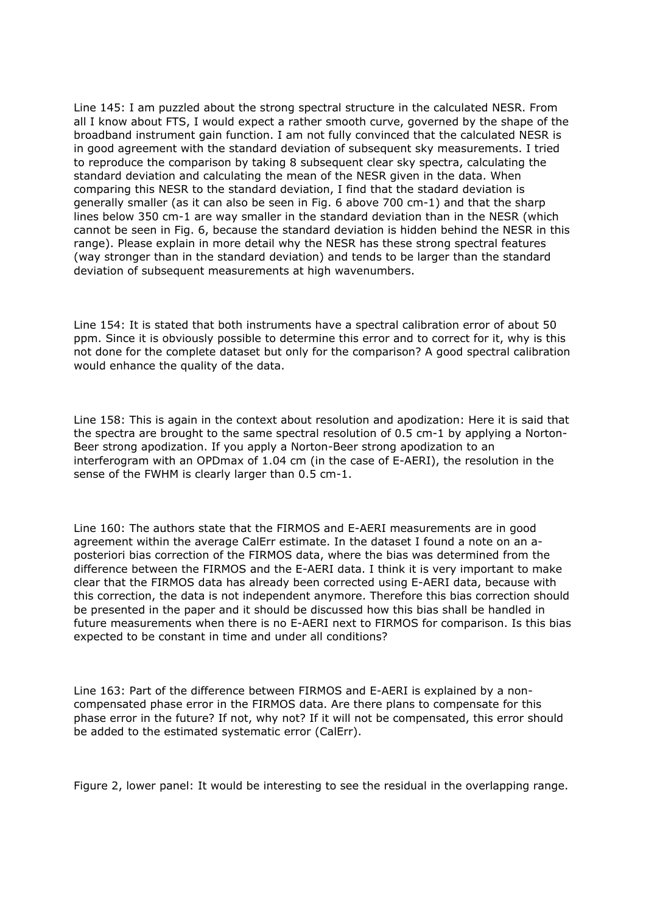Line 145: I am puzzled about the strong spectral structure in the calculated NESR. From all I know about FTS, I would expect a rather smooth curve, governed by the shape of the broadband instrument gain function. I am not fully convinced that the calculated NESR is in good agreement with the standard deviation of subsequent sky measurements. I tried to reproduce the comparison by taking 8 subsequent clear sky spectra, calculating the standard deviation and calculating the mean of the NESR given in the data. When comparing this NESR to the standard deviation, I find that the stadard deviation is generally smaller (as it can also be seen in Fig. 6 above 700 cm-1) and that the sharp lines below 350 cm-1 are way smaller in the standard deviation than in the NESR (which cannot be seen in Fig. 6, because the standard deviation is hidden behind the NESR in this range). Please explain in more detail why the NESR has these strong spectral features (way stronger than in the standard deviation) and tends to be larger than the standard deviation of subsequent measurements at high wavenumbers.

Line 154: It is stated that both instruments have a spectral calibration error of about 50 ppm. Since it is obviously possible to determine this error and to correct for it, why is this not done for the complete dataset but only for the comparison? A good spectral calibration would enhance the quality of the data.

Line 158: This is again in the context about resolution and apodization: Here it is said that the spectra are brought to the same spectral resolution of 0.5 cm-1 by applying a Norton-Beer strong apodization. If you apply a Norton-Beer strong apodization to an interferogram with an OPDmax of 1.04 cm (in the case of E-AERI), the resolution in the sense of the FWHM is clearly larger than 0.5 cm-1.

Line 160: The authors state that the FIRMOS and E-AERI measurements are in good agreement within the average CalErr estimate. In the dataset I found a note on an a-posteriori bias correction of the FIRMOS data, where the bias was determined from the difference between the FIRMOS and the E-AERI data. I think it is very important to make clear that the FIRMOS data has already been corrected using E-AERI data, because with this correction, the data is not independent anymore. Therefore this bias correction should be presented in the paper and it should be discussed how this bias shall be handled in future measurements when there is no E-AERI next to FIRMOS for comparison. Is this bias expected to be constant in time and under all conditions?

Line 163: Part of the difference between FIRMOS and E-AERI is explained by a non-compensated phase error in the FIRMOS data. Are there plans to compensate for this phase error in the future? If not, why not? If it will not be compensated, this error should be added to the estimated systematic error (CalErr).

Figure 2, lower panel: It would be interesting to see the residual in the overlapping range.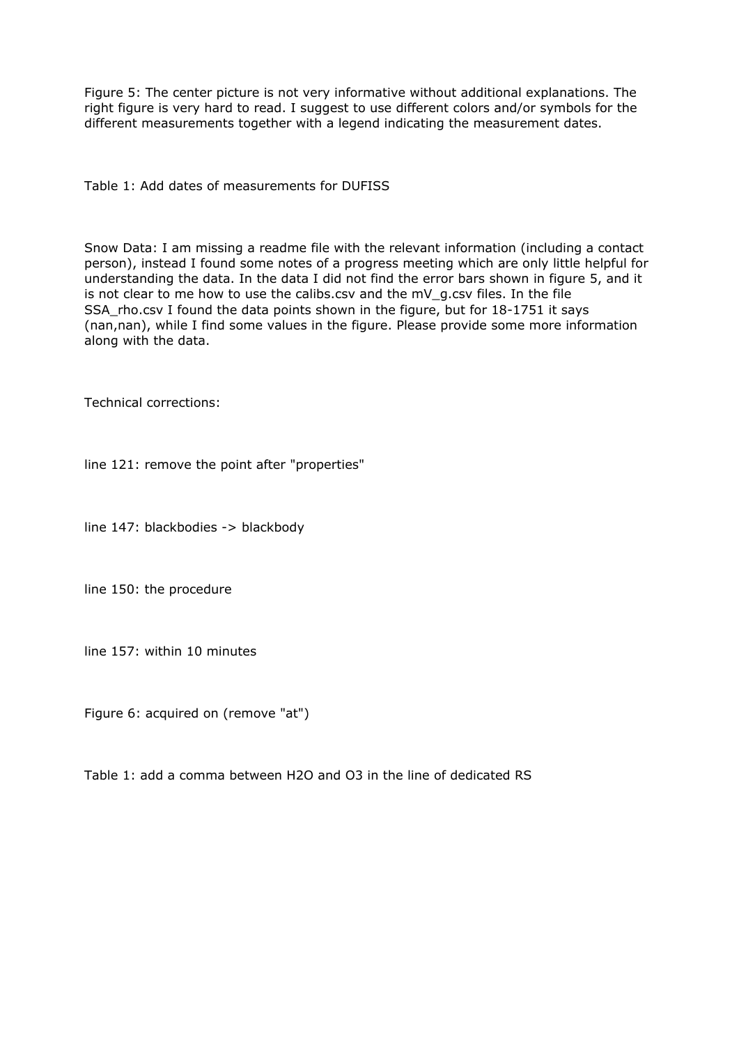Figure 5: The center picture is not very informative without additional explanations. The right figure is very hard to read. I suggest to use different colors and/or symbols for the different measurements together with a legend indicating the measurement dates.

Table 1: Add dates of measurements for DUFISS

Snow Data: I am missing a readme file with the relevant information (including a contact person), instead I found some notes of a progress meeting which are only little helpful for understanding the data. In the data I did not find the error bars shown in figure 5, and it is not clear to me how to use the calibs.csv and the mV_g.csv files. In the file SSA_rho.csv I found the data points shown in the figure, but for 18-1751 it says (nan,nan), while I find some values in the figure. Please provide some more information along with the data.

Technical corrections:

line 121: remove the point after "properties"

line 147: blackbodies -> blackbody

line 150: the procedure

line 157: within 10 minutes

Figure 6: acquired on (remove "at")

Table 1: add a comma between H2O and O3 in the line of dedicated RS